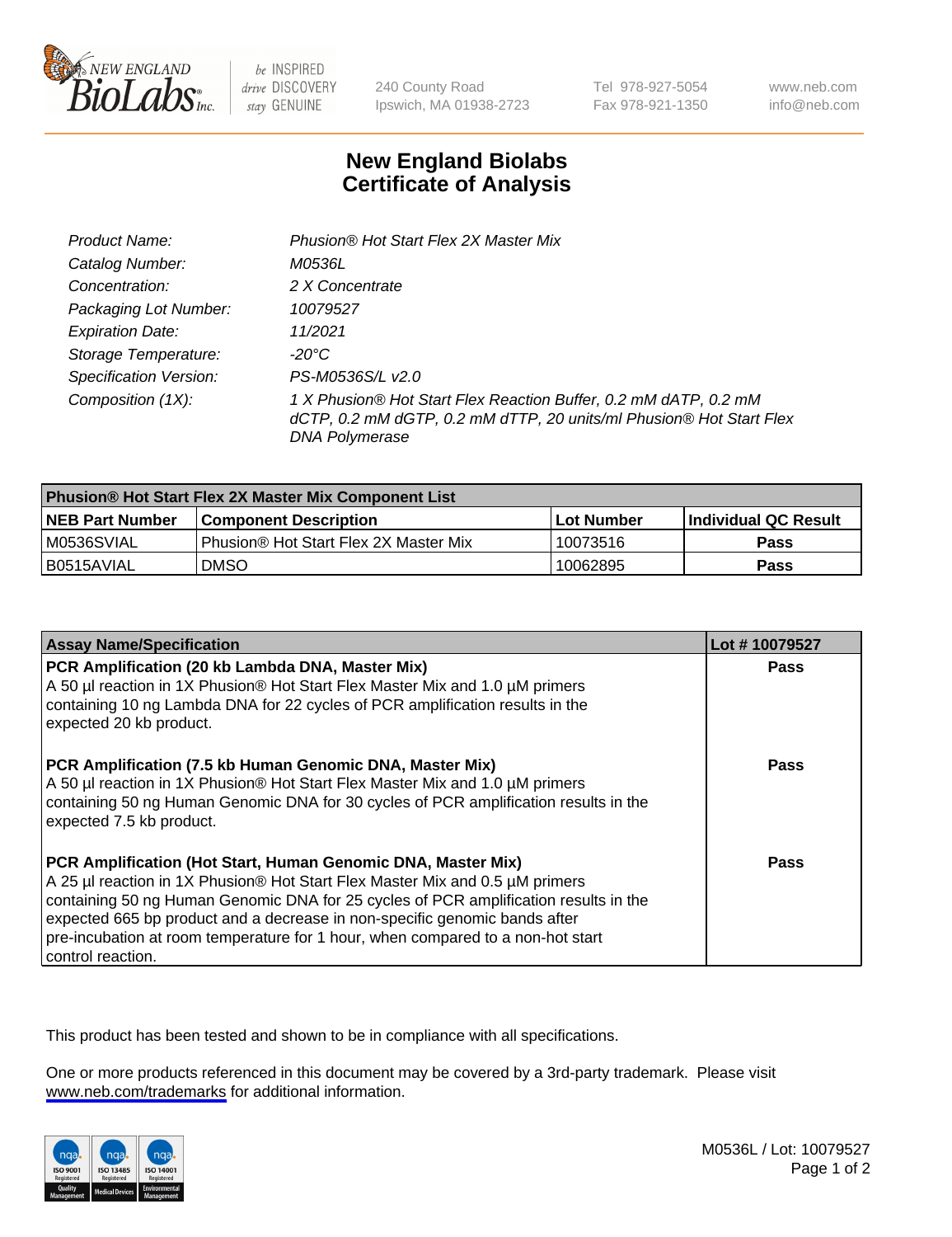# New England Biolabs
# Certificate of Analysis

| | |
|---|---|
| *Product Name:* | *Phusion® Hot Start Flex 2X Master Mix* |
| *Catalog Number:* | *M0536L* |
| *Concentration:* | *2 X Concentrate* |
| *Packaging Lot Number:* | *10079527* |
| *Expiration Date:* | *11/2021* |
| *Storage Temperature:* | *-20°C* |
| *Specification Version:* | *PS-M0536S/L v2.0* |
| *Composition (1X):* | *1 X Phusion® Hot Start Flex Reaction Buffer, 0.2 mM dATP, 0.2 mM dCTP, 0.2 mM dGTP, 0.2 mM dTTP, 20 units/ml Phusion® Hot Start Flex DNA Polymerase* |

| **Phusion® Hot Start Flex 2X Master Mix Component List** | | | |
|---|---|---|---|
| **NEB Part Number** | **Component Description** | **Lot Number** | **Individual QC Result** |
| M0536SVIAL | Phusion® Hot Start Flex 2X Master Mix | 10073516 | **Pass** |
| B0515AVIAL | DMSO | 10062895 | **Pass** |

| **Assay Name/Specification** | **Lot # 10079527** |
|---|---|
| **PCR Amplification (20 kb Lambda DNA, Master Mix)** A 50 µl reaction in 1X Phusion® Hot Start Flex Master Mix and 1.0 µM primers containing 10 ng Lambda DNA for 22 cycles of PCR amplification results in the expected 20 kb product. | **Pass** |
| **PCR Amplification (7.5 kb Human Genomic DNA, Master Mix)** A 50 µl reaction in 1X Phusion® Hot Start Flex Master Mix and 1.0 µM primers containing 50 ng Human Genomic DNA for 30 cycles of PCR amplification results in the expected 7.5 kb product. | **Pass** |
| **PCR Amplification (Hot Start, Human Genomic DNA, Master Mix)** A 25 µl reaction in 1X Phusion® Hot Start Flex Master Mix and 0.5 µM primers containing 50 ng Human Genomic DNA for 25 cycles of PCR amplification results in the expected 665 bp product and a decrease in non-specific genomic bands after pre-incubation at room temperature for 1 hour, when compared to a non-hot start control reaction. | **Pass** |

This product has been tested and shown to be in compliance with all specifications.

One or more products referenced in this document may be covered by a 3rd-party trademark. Please visit www.neb.com/trademarks for additional information.

M0536L / Lot: 10079527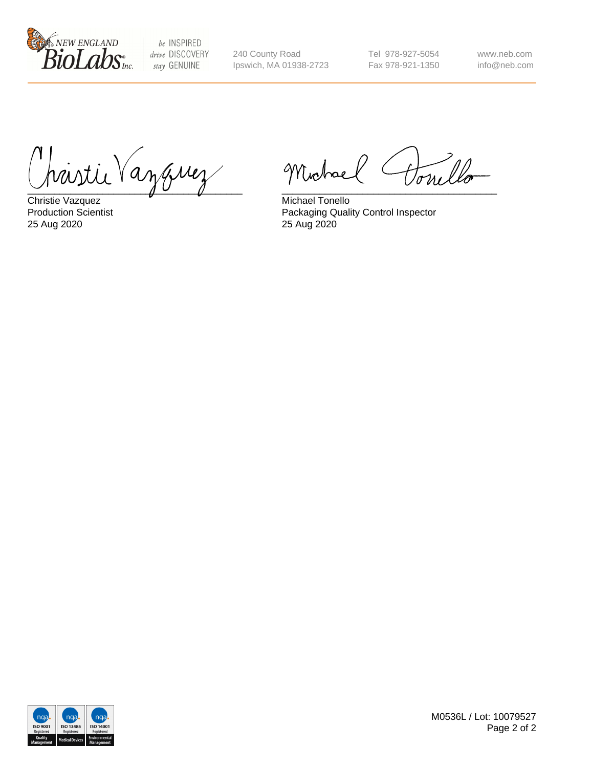NEW ENGLAND BioLabs Inc.

be INSPIRED
drive DISCOVERY
stay GENUINE

240 County Road
Ipswich, MA 01938-2723

Tel 978-927-5054
Fax 978-921-1350

www.neb.com
info@neb.com

Christie Vazquez
Production Scientist
25 Aug 2020

Michael Tonello
Packaging Quality Control Inspector
25 Aug 2020

ISO 9001 Registered Quality Management | ISO 13485 Registered Medical Devices | ISO 14001 Registered Environmental Management

M0536L / Lot: 10079527